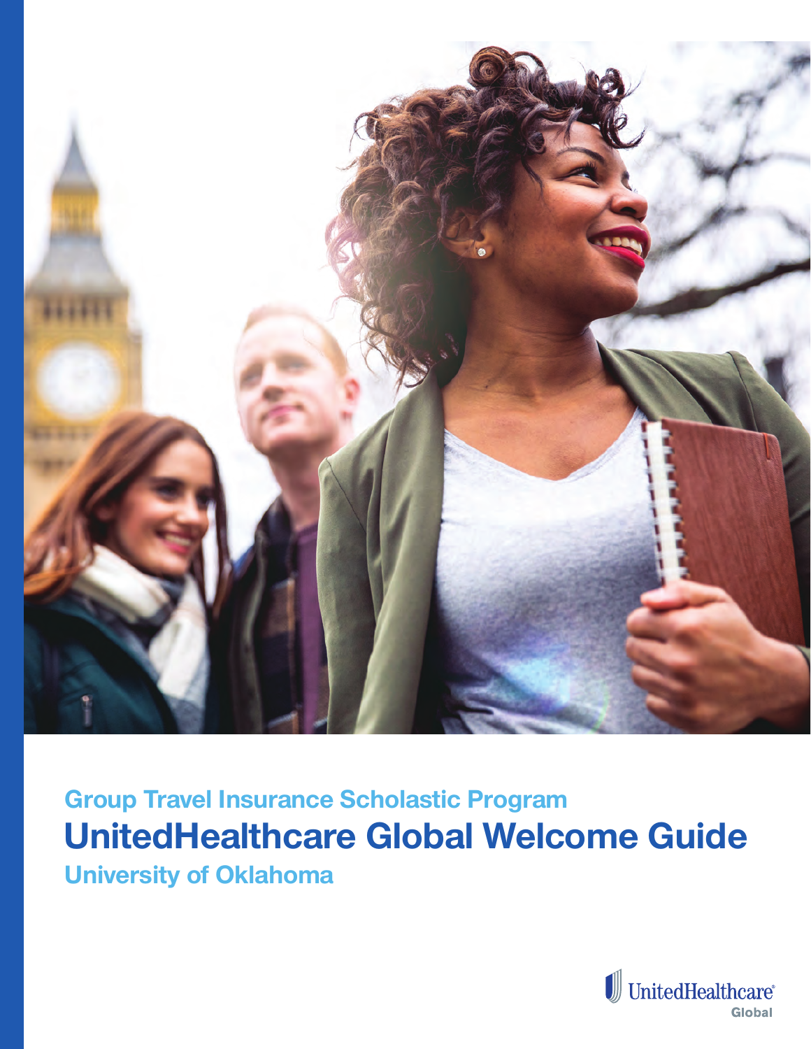Group Travel Insurance Scholastic Program

# UnitedHealthcare Global Welcome Guide

University of Oklahoma

UnitedHealthcare® Global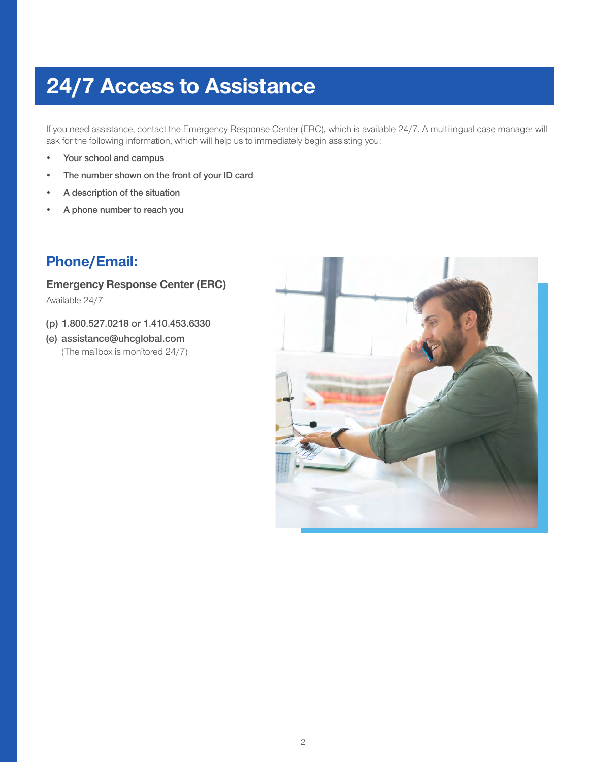# 24/7 Access to Assistance

If you need assistance, contact the Emergency Response Center (ERC), which is available 24/7. A multilingual case manager will ask for the following information, which will help us to immediately begin assisting you:

- Your school and campus
- The number shown on the front of your ID card
- A description of the situation
- A phone number to reach you

## Phone/Email:

**Emergency Response Center (ERC)**

Available 24/7

(p) 1.800.527.0218 or 1.410.453.6330

(e) assistance@uhcglobal.com
(The mailbox is monitored 24/7)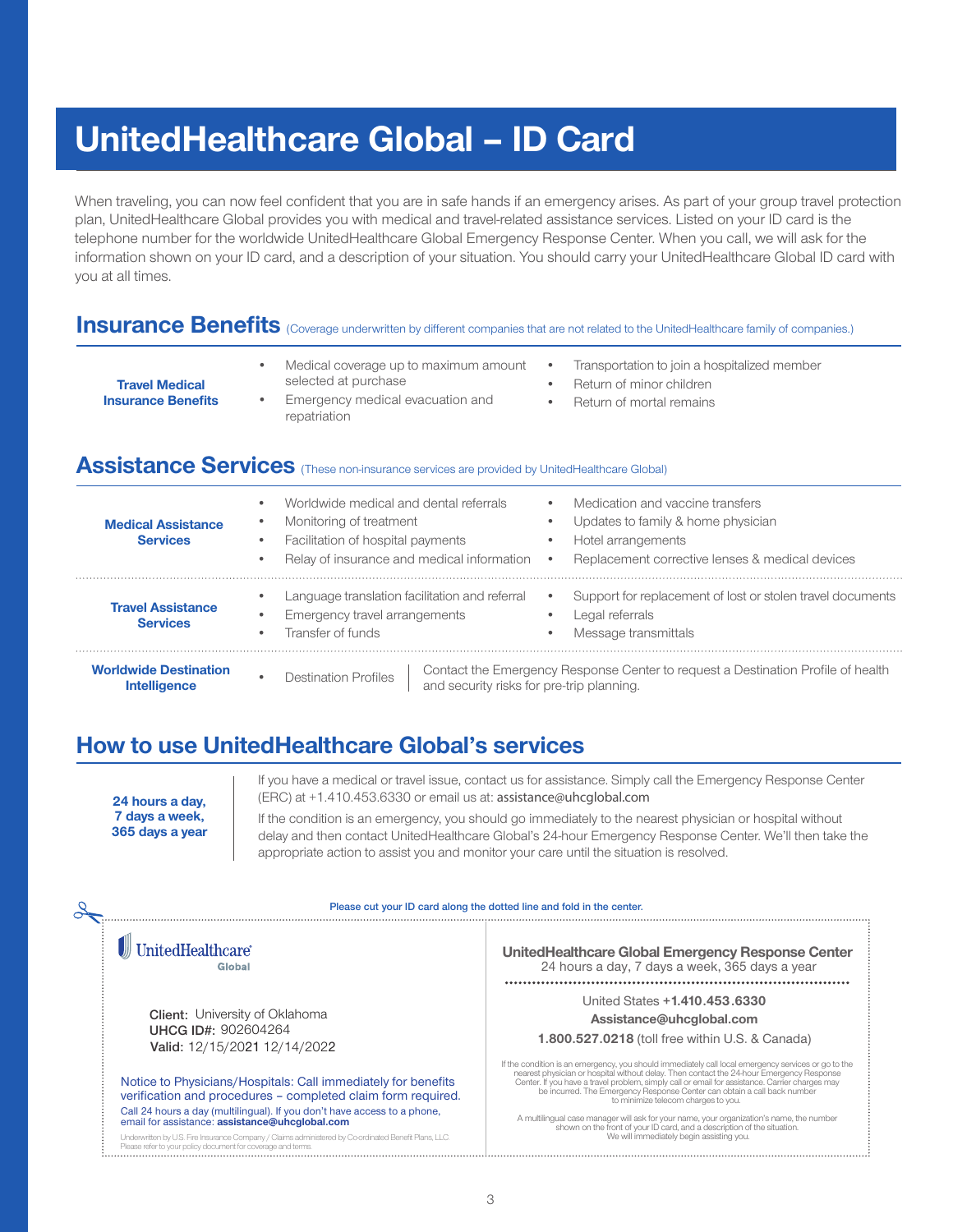# UnitedHealthcare Global – ID Card

When traveling, you can now feel confident that you are in safe hands if an emergency arises. As part of your group travel protection plan, UnitedHealthcare Global provides you with medical and travel-related assistance services. Listed on your ID card is the telephone number for the worldwide UnitedHealthcare Global Emergency Response Center. When you call, we will ask for the information shown on your ID card, and a description of your situation. You should carry your UnitedHealthcare Global ID card with you at all times.

## Insurance Benefits (Coverage underwritten by different companies that are not related to the UnitedHealthcare family of companies.)

**Travel Medical Insurance Benefits**

- Medical coverage up to maximum amount selected at purchase
- Emergency medical evacuation and repatriation
- Transportation to join a hospitalized member
- Return of minor children
- Return of mortal remains

## Assistance Services (These non-insurance services are provided by UnitedHealthcare Global)

**Medical Assistance Services**

- Worldwide medical and dental referrals
- Monitoring of treatment
- Facilitation of hospital payments
- Relay of insurance and medical information
- Medication and vaccine transfers
- Updates to family & home physician
- Hotel arrangements
- Replacement corrective lenses & medical devices

**Travel Assistance Services**

- Language translation facilitation and referral
- Emergency travel arrangements
- Transfer of funds
- Support for replacement of lost or stolen travel documents
- Legal referrals
- Message transmittals

**Worldwide Destination Intelligence**

- Destination Profiles — Contact the Emergency Response Center to request a Destination Profile of health and security risks for pre-trip planning.

## How to use UnitedHealthcare Global's services

**24 hours a day, 7 days a week, 365 days a year**

If you have a medical or travel issue, contact us for assistance. Simply call the Emergency Response Center (ERC) at +1.410.453.6330 or email us at: assistance@uhcglobal.com

If the condition is an emergency, you should go immediately to the nearest physician or hospital without delay and then contact UnitedHealthcare Global's 24-hour Emergency Response Center. We'll then take the appropriate action to assist you and monitor your care until the situation is resolved.

Please cut your ID card along the dotted line and fold in the center.

UnitedHealthcare Global

Client: University of Oklahoma
UHCG ID#: 902604264
Valid: 12/15/2021 12/14/2022

Notice to Physicians/Hospitals: Call immediately for benefits verification and procedures – completed claim form required.

Call 24 hours a day (multilingual). If you don't have access to a phone, email for assistance: **assistance@uhcglobal.com**

Underwritten by U.S. Fire Insurance Company / Claims administered by Co-ordinated Benefit Plans, LLC. Please refer to your policy document for coverage and terms.

**UnitedHealthcare Global Emergency Response Center**
24 hours a day, 7 days a week, 365 days a year

United States **+1.410.453.6330**
**Assistance@uhcglobal.com**
**1.800.527.0218** (toll free within U.S. & Canada)

If the condition is an emergency, you should immediately call local emergency services or go to the nearest physician or hospital without delay. Then contact the 24-hour Emergency Response Center. If you have a travel problem, simply call or email for assistance. Carrier charges may be incurred. The Emergency Response Center can obtain a call back number to minimize telecom charges to you.

A multilingual case manager will ask for your name, your organization's name, the number shown on the front of your ID card, and a description of the situation. We will immediately begin assisting you.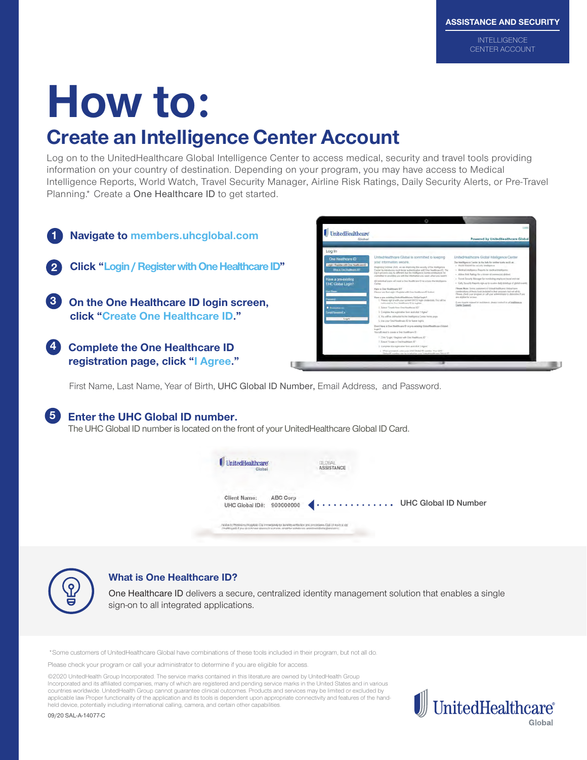ASSISTANCE AND SECURITY

INTELLIGENCE CENTER ACCOUNT

# How to:

## Create an Intelligence Center Account

Log on to the UnitedHealthcare Global Intelligence Center to access medical, security and travel tools providing information on your country of destination. Depending on your program, you may have access to Medical Intelligence Reports, World Watch, Travel Security Manager, Airline Risk Ratings, Daily Security Alerts, or Pre-Travel Planning.* Create a One Healthcare ID to get started.

1. **Navigate to members.uhcglobal.com**
2. **Click "Login / Register with One Healthcare ID"**
3. **On the One Healthcare ID login screen, click "Create One Healthcare ID."**
4. **Complete the One Healthcare ID registration page, click "I Agree."**

   First Name, Last Name, Year of Birth, UHC Global ID Number, Email Address, and Password.

5. **Enter the UHC Global ID number.**

   The UHC Global ID number is located on the front of your UnitedHealthcare Global ID Card.

UnitedHealthcare Global | GLOBAL ASSISTANCE

Client Name: ABC Corp
UHC Global ID#: 900000000 ← UHC Global ID Number

### What is One Healthcare ID?

One Healthcare ID delivers a secure, centralized identity management solution that enables a single sign-on to all integrated applications.

*Some customers of UnitedHealthcare Global have combinations of these tools included in their program, but not all do.

Please check your program or call your administrator to determine if you are eligible for access.

©2020 UnitedHealth Group Incorporated. The service marks contained in this literature are owned by UnitedHealth Group Incorporated and its affiliated companies, many of which are registered and pending service marks in the United States and in various countries worldwide. UnitedHealth Group cannot guarantee clinical outcomes. Products and services may be limited or excluded by applicable law Proper functionality of the application and its tools is dependent upon appropriate connectivity and features of the hand-held device, potentially including international calling, camera, and certain other capabilities.

09/20 SAL-A-14077-C

UnitedHealthcare Global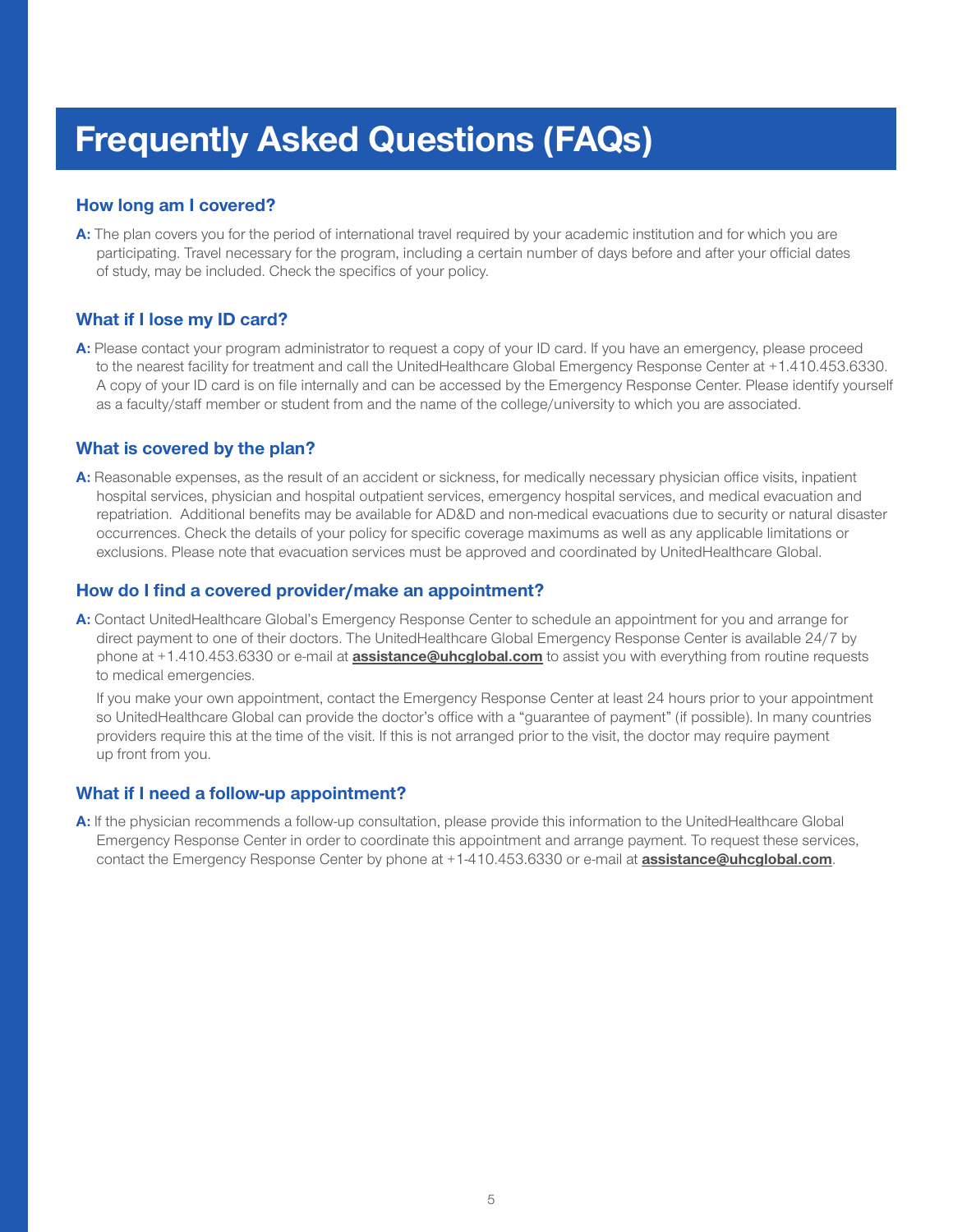# Frequently Asked Questions (FAQs)

### How long am I covered?

**A:** The plan covers you for the period of international travel required by your academic institution and for which you are participating. Travel necessary for the program, including a certain number of days before and after your official dates of study, may be included. Check the specifics of your policy.

### What if I lose my ID card?

**A:** Please contact your program administrator to request a copy of your ID card. If you have an emergency, please proceed to the nearest facility for treatment and call the UnitedHealthcare Global Emergency Response Center at +1.410.453.6330. A copy of your ID card is on file internally and can be accessed by the Emergency Response Center. Please identify yourself as a faculty/staff member or student from and the name of the college/university to which you are associated.

### What is covered by the plan?

**A:** Reasonable expenses, as the result of an accident or sickness, for medically necessary physician office visits, inpatient hospital services, physician and hospital outpatient services, emergency hospital services, and medical evacuation and repatriation. Additional benefits may be available for AD&D and non-medical evacuations due to security or natural disaster occurrences. Check the details of your policy for specific coverage maximums as well as any applicable limitations or exclusions. Please note that evacuation services must be approved and coordinated by UnitedHealthcare Global.

### How do I find a covered provider/make an appointment?

**A:** Contact UnitedHealthcare Global's Emergency Response Center to schedule an appointment for you and arrange for direct payment to one of their doctors. The UnitedHealthcare Global Emergency Response Center is available 24/7 by phone at +1.410.453.6330 or e-mail at **assistance@uhcglobal.com** to assist you with everything from routine requests to medical emergencies.

If you make your own appointment, contact the Emergency Response Center at least 24 hours prior to your appointment so UnitedHealthcare Global can provide the doctor's office with a "guarantee of payment" (if possible). In many countries providers require this at the time of the visit. If this is not arranged prior to the visit, the doctor may require payment up front from you.

### What if I need a follow-up appointment?

**A:** If the physician recommends a follow-up consultation, please provide this information to the UnitedHealthcare Global Emergency Response Center in order to coordinate this appointment and arrange payment. To request these services, contact the Emergency Response Center by phone at +1-410.453.6330 or e-mail at **assistance@uhcglobal.com**.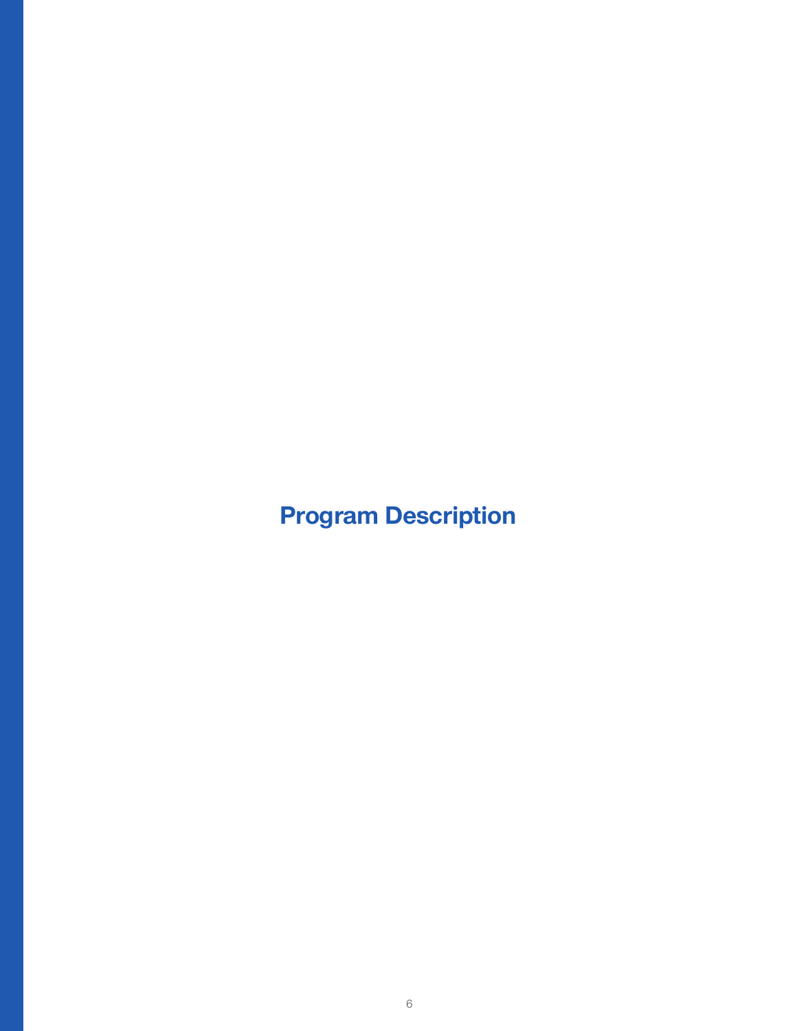# Program Description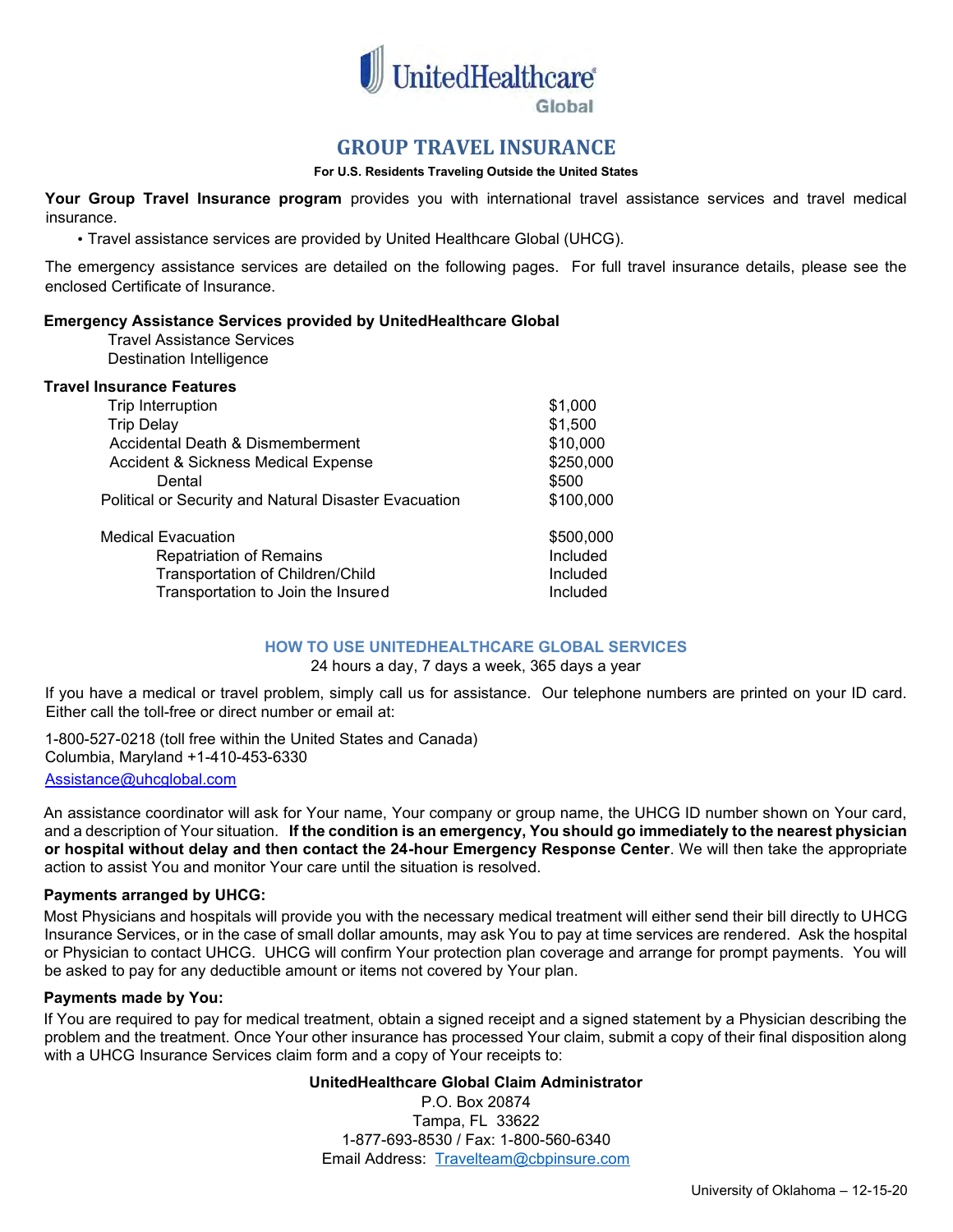# UnitedHealthcare Global

## GROUP TRAVEL INSURANCE

**For U.S. Residents Traveling Outside the United States**

**Your Group Travel Insurance program** provides you with international travel assistance services and travel medical insurance.

- Travel assistance services are provided by United Healthcare Global (UHCG).

The emergency assistance services are detailed on the following pages. For full travel insurance details, please see the enclosed Certificate of Insurance.

**Emergency Assistance Services provided by UnitedHealthcare Global**

Travel Assistance Services
Destination Intelligence

**Travel Insurance Features**

| | |
|---|---|
| Trip Interruption | $1,000 |
| Trip Delay | $1,500 |
| Accidental Death & Dismemberment | $10,000 |
| Accident & Sickness Medical Expense | $250,000 |
| Dental | $500 |
| Political or Security and Natural Disaster Evacuation | $100,000 |
| Medical Evacuation | $500,000 |
| Repatriation of Remains | Included |
| Transportation of Children/Child | Included |
| Transportation to Join the Insured | Included |

### HOW TO USE UNITEDHEALTHCARE GLOBAL SERVICES

24 hours a day, 7 days a week, 365 days a year

If you have a medical or travel problem, simply call us for assistance. Our telephone numbers are printed on your ID card. Either call the toll-free or direct number or email at:

1-800-527-0218 (toll free within the United States and Canada)
Columbia, Maryland +1-410-453-6330

Assistance@uhcglobal.com

An assistance coordinator will ask for Your name, Your company or group name, the UHCG ID number shown on Your card, and a description of Your situation. **If the condition is an emergency, You should go immediately to the nearest physician or hospital without delay and then contact the 24-hour Emergency Response Center**. We will then take the appropriate action to assist You and monitor Your care until the situation is resolved.

**Payments arranged by UHCG:**

Most Physicians and hospitals will provide you with the necessary medical treatment will either send their bill directly to UHCG Insurance Services, or in the case of small dollar amounts, may ask You to pay at time services are rendered. Ask the hospital or Physician to contact UHCG. UHCG will confirm Your protection plan coverage and arrange for prompt payments. You will be asked to pay for any deductible amount or items not covered by Your plan.

**Payments made by You:**

If You are required to pay for medical treatment, obtain a signed receipt and a signed statement by a Physician describing the problem and the treatment. Once Your other insurance has processed Your claim, submit a copy of their final disposition along with a UHCG Insurance Services claim form and a copy of Your receipts to:

**UnitedHealthcare Global Claim Administrator**
P.O. Box 20874
Tampa, FL 33622
1-877-693-8530 / Fax: 1-800-560-6340
Email Address: Travelteam@cbpinsure.com

University of Oklahoma – 12-15-20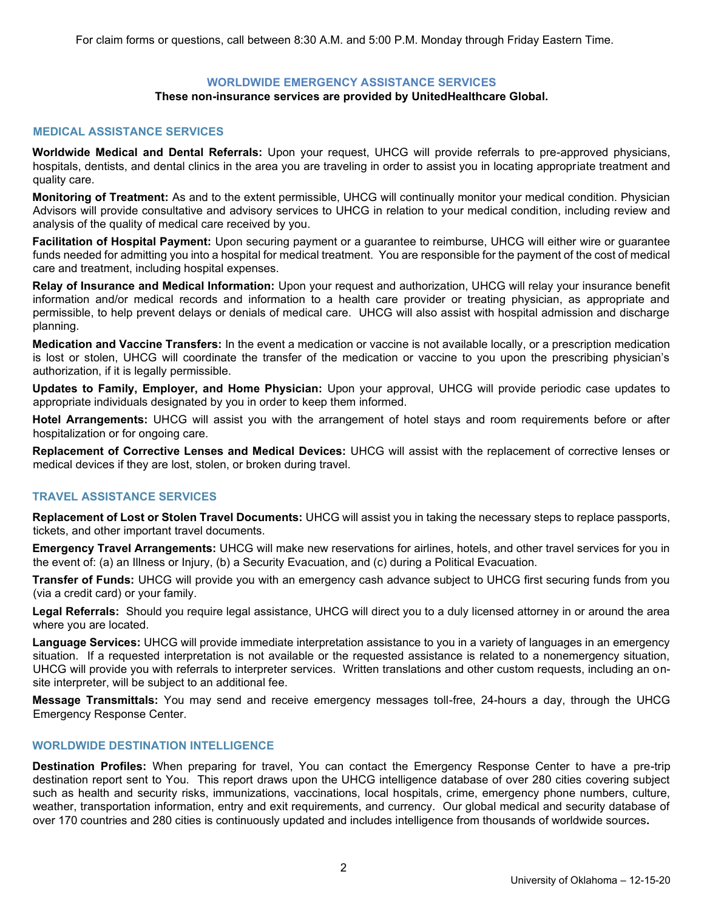For claim forms or questions, call between 8:30 A.M. and 5:00 P.M. Monday through Friday Eastern Time.

## WORLDWIDE EMERGENCY ASSISTANCE SERVICES

**These non-insurance services are provided by UnitedHealthcare Global.**

### MEDICAL ASSISTANCE SERVICES

**Worldwide Medical and Dental Referrals:** Upon your request, UHCG will provide referrals to pre-approved physicians, hospitals, dentists, and dental clinics in the area you are traveling in order to assist you in locating appropriate treatment and quality care.

**Monitoring of Treatment:** As and to the extent permissible, UHCG will continually monitor your medical condition. Physician Advisors will provide consultative and advisory services to UHCG in relation to your medical condition, including review and analysis of the quality of medical care received by you.

**Facilitation of Hospital Payment:** Upon securing payment or a guarantee to reimburse, UHCG will either wire or guarantee funds needed for admitting you into a hospital for medical treatment. You are responsible for the payment of the cost of medical care and treatment, including hospital expenses.

**Relay of Insurance and Medical Information:** Upon your request and authorization, UHCG will relay your insurance benefit information and/or medical records and information to a health care provider or treating physician, as appropriate and permissible, to help prevent delays or denials of medical care. UHCG will also assist with hospital admission and discharge planning.

**Medication and Vaccine Transfers:** In the event a medication or vaccine is not available locally, or a prescription medication is lost or stolen, UHCG will coordinate the transfer of the medication or vaccine to you upon the prescribing physician's authorization, if it is legally permissible.

**Updates to Family, Employer, and Home Physician:** Upon your approval, UHCG will provide periodic case updates to appropriate individuals designated by you in order to keep them informed.

**Hotel Arrangements:** UHCG will assist you with the arrangement of hotel stays and room requirements before or after hospitalization or for ongoing care.

**Replacement of Corrective Lenses and Medical Devices:** UHCG will assist with the replacement of corrective lenses or medical devices if they are lost, stolen, or broken during travel.

### TRAVEL ASSISTANCE SERVICES

**Replacement of Lost or Stolen Travel Documents:** UHCG will assist you in taking the necessary steps to replace passports, tickets, and other important travel documents.

**Emergency Travel Arrangements:** UHCG will make new reservations for airlines, hotels, and other travel services for you in the event of: (a) an Illness or Injury, (b) a Security Evacuation, and (c) during a Political Evacuation.

**Transfer of Funds:** UHCG will provide you with an emergency cash advance subject to UHCG first securing funds from you (via a credit card) or your family.

**Legal Referrals:** Should you require legal assistance, UHCG will direct you to a duly licensed attorney in or around the area where you are located.

**Language Services:** UHCG will provide immediate interpretation assistance to you in a variety of languages in an emergency situation. If a requested interpretation is not available or the requested assistance is related to a nonemergency situation, UHCG will provide you with referrals to interpreter services. Written translations and other custom requests, including an on-site interpreter, will be subject to an additional fee.

**Message Transmittals:** You may send and receive emergency messages toll-free, 24-hours a day, through the UHCG Emergency Response Center.

### WORLDWIDE DESTINATION INTELLIGENCE

**Destination Profiles:** When preparing for travel, You can contact the Emergency Response Center to have a pre-trip destination report sent to You. This report draws upon the UHCG intelligence database of over 280 cities covering subject such as health and security risks, immunizations, vaccinations, local hospitals, crime, emergency phone numbers, culture, weather, transportation information, entry and exit requirements, and currency. Our global medical and security database of over 170 countries and 280 cities is continuously updated and includes intelligence from thousands of worldwide sources**.**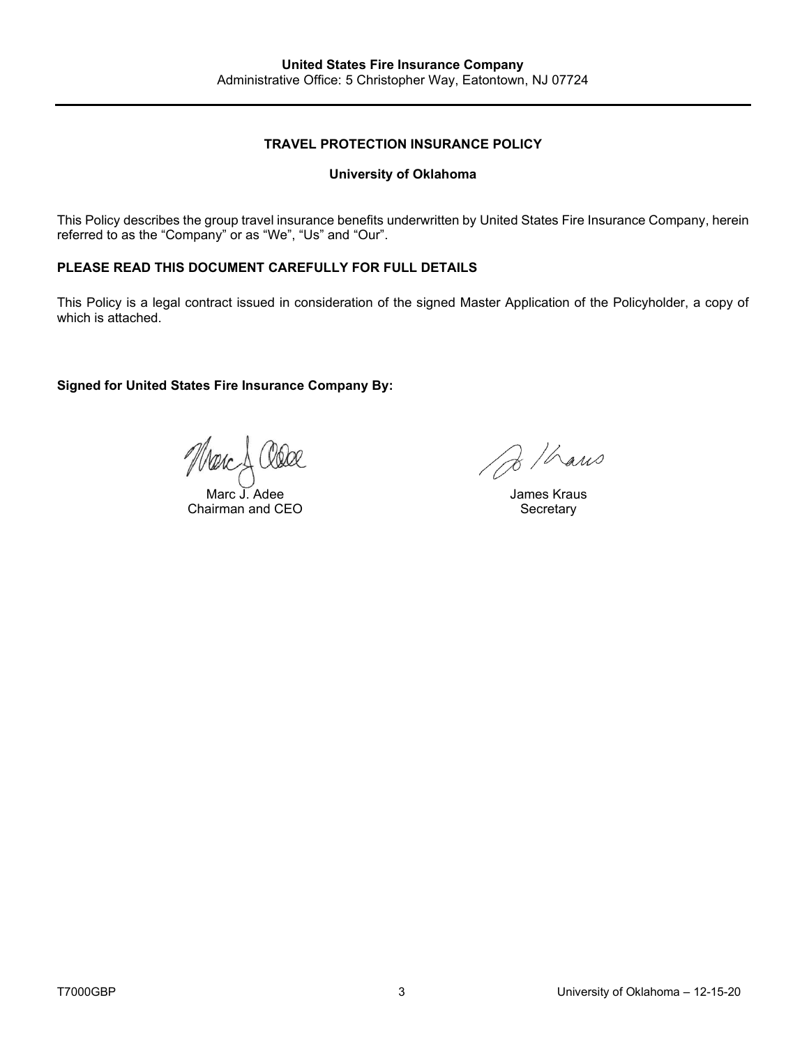**United States Fire Insurance Company**
Administrative Office: 5 Christopher Way, Eatontown, NJ 07724

---

## TRAVEL PROTECTION INSURANCE POLICY

### University of Oklahoma

This Policy describes the group travel insurance benefits underwritten by United States Fire Insurance Company, herein referred to as the "Company" or as "We", "Us" and "Our".

**PLEASE READ THIS DOCUMENT CAREFULLY FOR FULL DETAILS**

This Policy is a legal contract issued in consideration of the signed Master Application of the Policyholder, a copy of which is attached.

**Signed for United States Fire Insurance Company By:**

Marc J. Adee
Chairman and CEO

James Kraus
Secretary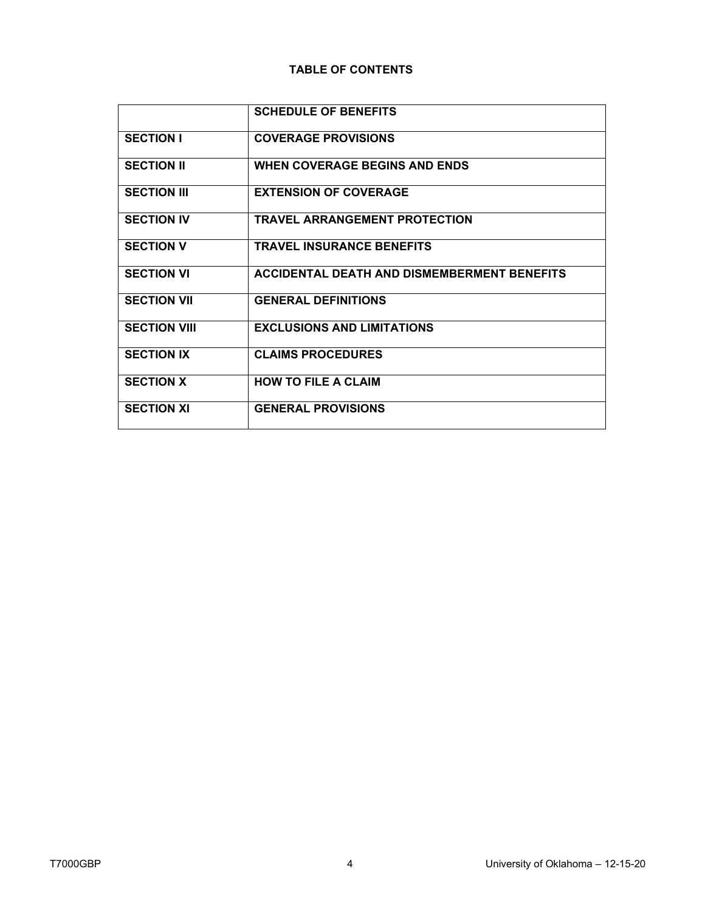## TABLE OF CONTENTS

| | |
|---|---|
| | **SCHEDULE OF BENEFITS** |
| **SECTION I** | **COVERAGE PROVISIONS** |
| **SECTION II** | **WHEN COVERAGE BEGINS AND ENDS** |
| **SECTION III** | **EXTENSION OF COVERAGE** |
| **SECTION IV** | **TRAVEL ARRANGEMENT PROTECTION** |
| **SECTION V** | **TRAVEL INSURANCE BENEFITS** |
| **SECTION VI** | **ACCIDENTAL DEATH AND DISMEMBERMENT BENEFITS** |
| **SECTION VII** | **GENERAL DEFINITIONS** |
| **SECTION VIII** | **EXCLUSIONS AND LIMITATIONS** |
| **SECTION IX** | **CLAIMS PROCEDURES** |
| **SECTION X** | **HOW TO FILE A CLAIM** |
| **SECTION XI** | **GENERAL PROVISIONS** |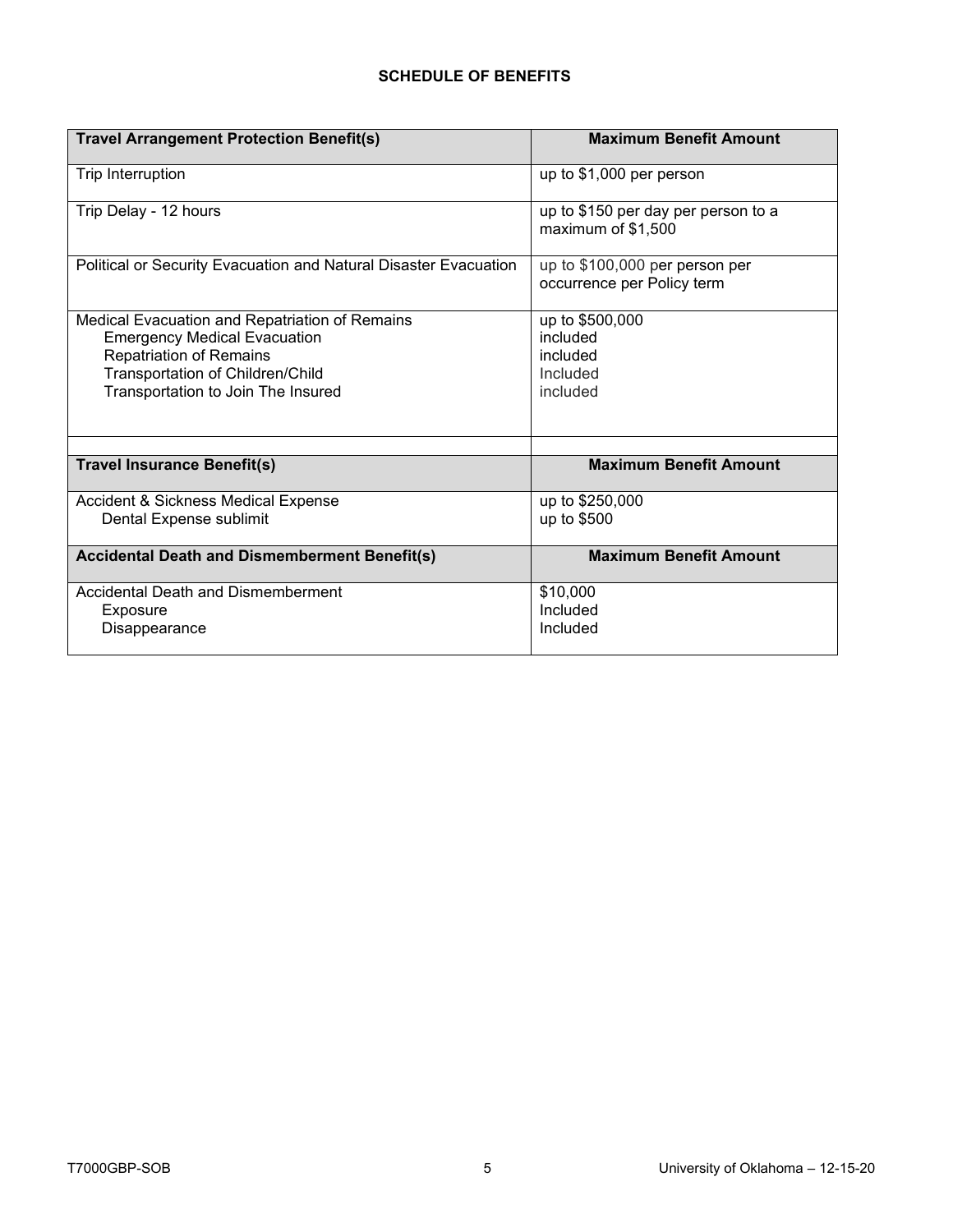## SCHEDULE OF BENEFITS

| Travel Arrangement Protection Benefit(s) | Maximum Benefit Amount |
|---|---|
| Trip Interruption | up to $1,000 per person |
| Trip Delay - 12 hours | up to $150 per day per person to a maximum of $1,500 |
| Political or Security Evacuation and Natural Disaster Evacuation | up to $100,000 per person per occurrence per Policy term |
| Medical Evacuation and Repatriation of Remains | up to $500,000 |
| Emergency Medical Evacuation | included |
| Repatriation of Remains | included |
| Transportation of Children/Child | Included |
| Transportation to Join The Insured | included |
| | |
| **Travel Insurance Benefit(s)** | **Maximum Benefit Amount** |
| Accident & Sickness Medical Expense | up to $250,000 |
| Dental Expense sublimit | up to $500 |
| **Accidental Death and Dismemberment Benefit(s)** | **Maximum Benefit Amount** |
| Accidental Death and Dismemberment | $10,000 |
| Exposure | Included |
| Disappearance | Included |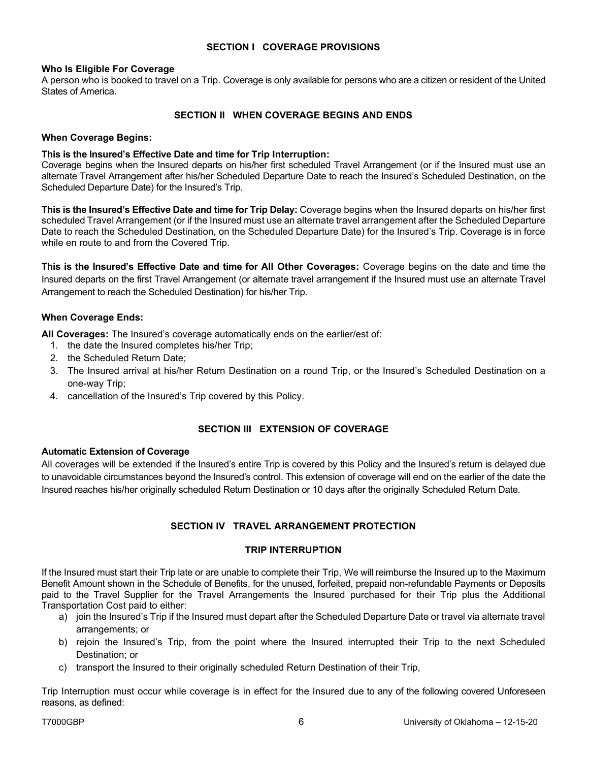## SECTION I COVERAGE PROVISIONS

**Who Is Eligible For Coverage**

A person who is booked to travel on a Trip. Coverage is only available for persons who are a citizen or resident of the United States of America.

## SECTION II WHEN COVERAGE BEGINS AND ENDS

**When Coverage Begins:**

**This is the Insured's Effective Date and time for Trip Interruption:**
Coverage begins when the Insured departs on his/her first scheduled Travel Arrangement (or if the Insured must use an alternate Travel Arrangement after his/her Scheduled Departure Date to reach the Insured's Scheduled Destination, on the Scheduled Departure Date) for the Insured's Trip.

**This is the Insured's Effective Date and time for Trip Delay:** Coverage begins when the Insured departs on his/her first scheduled Travel Arrangement (or if the Insured must use an alternate travel arrangement after the Scheduled Departure Date to reach the Scheduled Destination, on the Scheduled Departure Date) for the Insured's Trip. Coverage is in force while en route to and from the Covered Trip.

**This is the Insured's Effective Date and time for All Other Coverages:** Coverage begins on the date and time the Insured departs on the first Travel Arrangement (or alternate travel arrangement if the Insured must use an alternate Travel Arrangement to reach the Scheduled Destination) for his/her Trip.

**When Coverage Ends:**

**All Coverages:** The Insured's coverage automatically ends on the earlier/est of:

1. the date the Insured completes his/her Trip;
2. the Scheduled Return Date;
3. The Insured arrival at his/her Return Destination on a round Trip, or the Insured's Scheduled Destination on a one-way Trip;
4. cancellation of the Insured's Trip covered by this Policy.

## SECTION III EXTENSION OF COVERAGE

**Automatic Extension of Coverage**

All coverages will be extended if the Insured's entire Trip is covered by this Policy and the Insured's return is delayed due to unavoidable circumstances beyond the Insured's control. This extension of coverage will end on the earlier of the date the Insured reaches his/her originally scheduled Return Destination or 10 days after the originally Scheduled Return Date.

## SECTION IV TRAVEL ARRANGEMENT PROTECTION

### TRIP INTERRUPTION

If the Insured must start their Trip late or are unable to complete their Trip, We will reimburse the Insured up to the Maximum Benefit Amount shown in the Schedule of Benefits, for the unused, forfeited, prepaid non-refundable Payments or Deposits paid to the Travel Supplier for the Travel Arrangements the Insured purchased for their Trip plus the Additional Transportation Cost paid to either:

a) join the Insured's Trip if the Insured must depart after the Scheduled Departure Date or travel via alternate travel arrangements; or
b) rejoin the Insured's Trip, from the point where the Insured interrupted their Trip to the next Scheduled Destination; or
c) transport the Insured to their originally scheduled Return Destination of their Trip,

Trip Interruption must occur while coverage is in effect for the Insured due to any of the following covered Unforeseen reasons, as defined: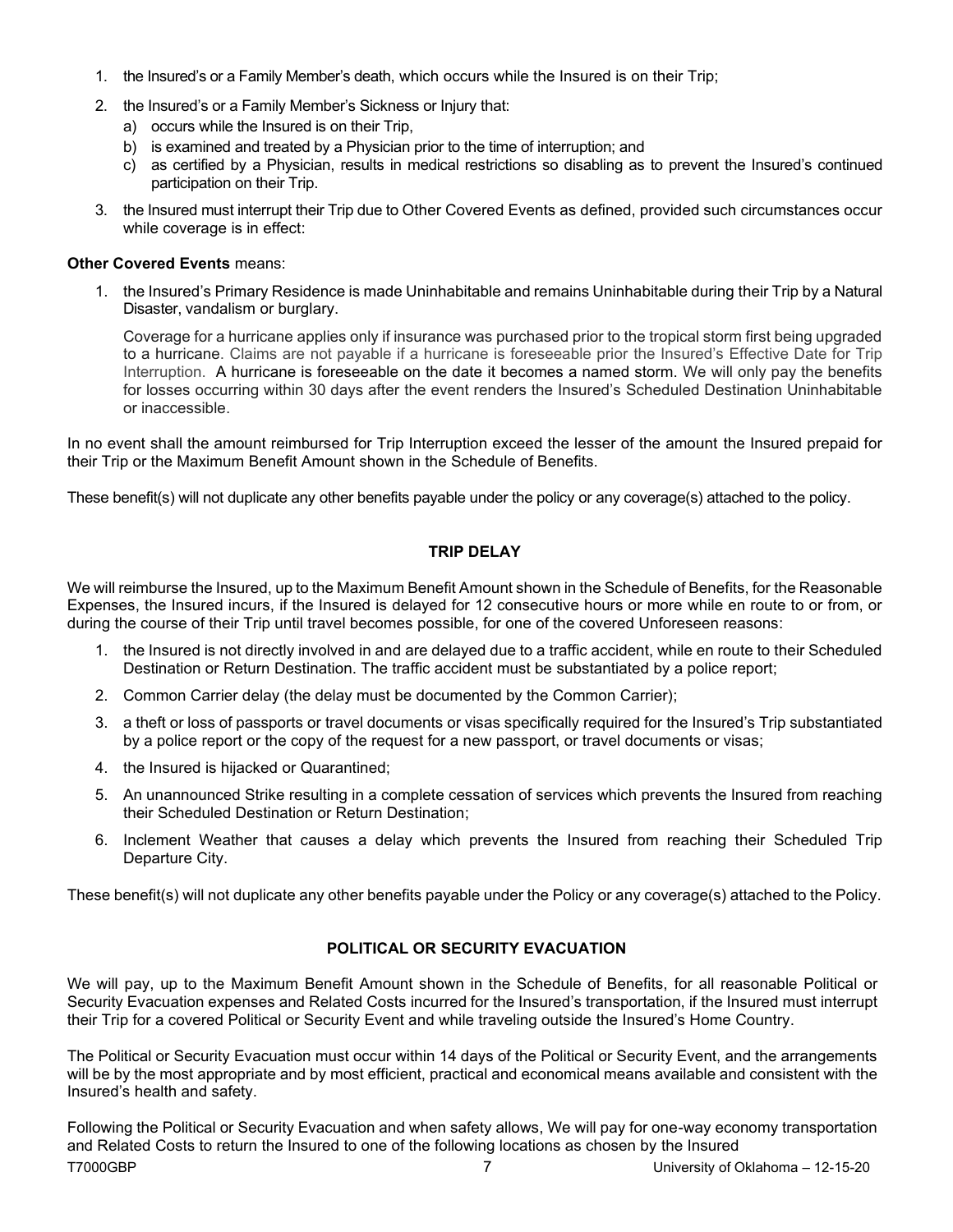1. the Insured's or a Family Member's death, which occurs while the Insured is on their Trip;
2. the Insured's or a Family Member's Sickness or Injury that:
   a) occurs while the Insured is on their Trip,
   b) is examined and treated by a Physician prior to the time of interruption; and
   c) as certified by a Physician, results in medical restrictions so disabling as to prevent the Insured's continued participation on their Trip.
3. the Insured must interrupt their Trip due to Other Covered Events as defined, provided such circumstances occur while coverage is in effect:

**Other Covered Events** means:

1. the Insured's Primary Residence is made Uninhabitable and remains Uninhabitable during their Trip by a Natural Disaster, vandalism or burglary.

   Coverage for a hurricane applies only if insurance was purchased prior to the tropical storm first being upgraded to a hurricane. Claims are not payable if a hurricane is foreseeable prior the Insured's Effective Date for Trip Interruption. A hurricane is foreseeable on the date it becomes a named storm. We will only pay the benefits for losses occurring within 30 days after the event renders the Insured's Scheduled Destination Uninhabitable or inaccessible.

In no event shall the amount reimbursed for Trip Interruption exceed the lesser of the amount the Insured prepaid for their Trip or the Maximum Benefit Amount shown in the Schedule of Benefits.

These benefit(s) will not duplicate any other benefits payable under the policy or any coverage(s) attached to the policy.

## TRIP DELAY

We will reimburse the Insured, up to the Maximum Benefit Amount shown in the Schedule of Benefits, for the Reasonable Expenses, the Insured incurs, if the Insured is delayed for 12 consecutive hours or more while en route to or from, or during the course of their Trip until travel becomes possible, for one of the covered Unforeseen reasons:

1. the Insured is not directly involved in and are delayed due to a traffic accident, while en route to their Scheduled Destination or Return Destination. The traffic accident must be substantiated by a police report;
2. Common Carrier delay (the delay must be documented by the Common Carrier);
3. a theft or loss of passports or travel documents or visas specifically required for the Insured's Trip substantiated by a police report or the copy of the request for a new passport, or travel documents or visas;
4. the Insured is hijacked or Quarantined;
5. An unannounced Strike resulting in a complete cessation of services which prevents the Insured from reaching their Scheduled Destination or Return Destination;
6. Inclement Weather that causes a delay which prevents the Insured from reaching their Scheduled Trip Departure City.

These benefit(s) will not duplicate any other benefits payable under the Policy or any coverage(s) attached to the Policy.

## POLITICAL OR SECURITY EVACUATION

We will pay, up to the Maximum Benefit Amount shown in the Schedule of Benefits, for all reasonable Political or Security Evacuation expenses and Related Costs incurred for the Insured's transportation, if the Insured must interrupt their Trip for a covered Political or Security Event and while traveling outside the Insured's Home Country.

The Political or Security Evacuation must occur within 14 days of the Political or Security Event, and the arrangements will be by the most appropriate and by most efficient, practical and economical means available and consistent with the Insured's health and safety.

Following the Political or Security Evacuation and when safety allows, We will pay for one-way economy transportation and Related Costs to return the Insured to one of the following locations as chosen by the Insured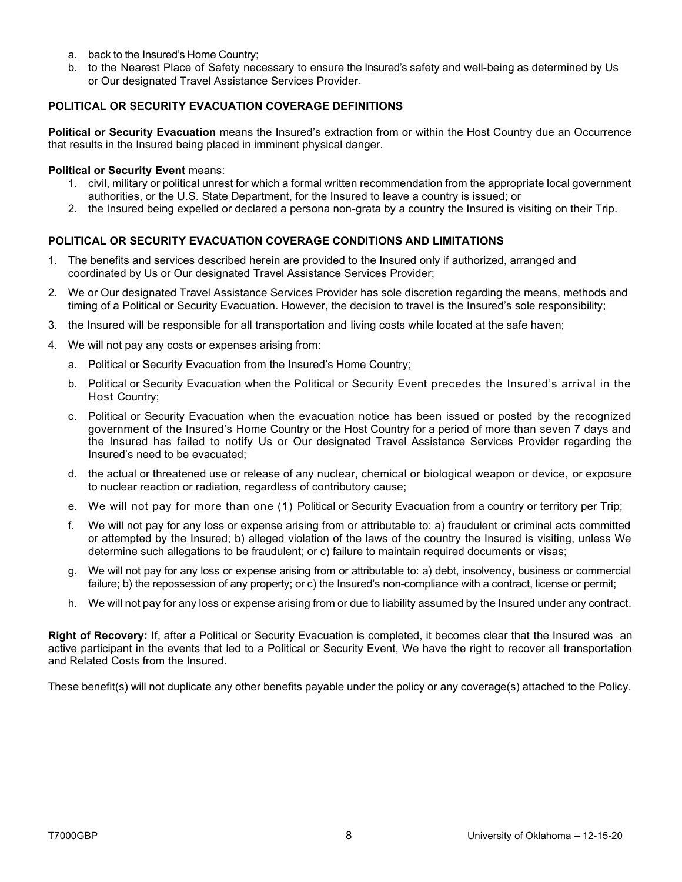a. back to the Insured's Home Country;
b. to the Nearest Place of Safety necessary to ensure the Insured's safety and well-being as determined by Us or Our designated Travel Assistance Services Provider.

**POLITICAL OR SECURITY EVACUATION COVERAGE DEFINITIONS**

**Political or Security Evacuation** means the Insured's extraction from or within the Host Country due an Occurrence that results in the Insured being placed in imminent physical danger.

**Political or Security Event** means:

1. civil, military or political unrest for which a formal written recommendation from the appropriate local government authorities, or the U.S. State Department, for the Insured to leave a country is issued; or
2. the Insured being expelled or declared a persona non-grata by a country the Insured is visiting on their Trip.

**POLITICAL OR SECURITY EVACUATION COVERAGE CONDITIONS AND LIMITATIONS**

1. The benefits and services described herein are provided to the Insured only if authorized, arranged and coordinated by Us or Our designated Travel Assistance Services Provider;
2. We or Our designated Travel Assistance Services Provider has sole discretion regarding the means, methods and timing of a Political or Security Evacuation. However, the decision to travel is the Insured's sole responsibility;
3. the Insured will be responsible for all transportation and living costs while located at the safe haven;
4. We will not pay any costs or expenses arising from:
   a. Political or Security Evacuation from the Insured's Home Country;
   b. Political or Security Evacuation when the Political or Security Event precedes the Insured's arrival in the Host Country;
   c. Political or Security Evacuation when the evacuation notice has been issued or posted by the recognized government of the Insured's Home Country or the Host Country for a period of more than seven 7 days and the Insured has failed to notify Us or Our designated Travel Assistance Services Provider regarding the Insured's need to be evacuated;
   d. the actual or threatened use or release of any nuclear, chemical or biological weapon or device, or exposure to nuclear reaction or radiation, regardless of contributory cause;
   e. We will not pay for more than one (1) Political or Security Evacuation from a country or territory per Trip;
   f. We will not pay for any loss or expense arising from or attributable to: a) fraudulent or criminal acts committed or attempted by the Insured; b) alleged violation of the laws of the country the Insured is visiting, unless We determine such allegations to be fraudulent; or c) failure to maintain required documents or visas;
   g. We will not pay for any loss or expense arising from or attributable to: a) debt, insolvency, business or commercial failure; b) the repossession of any property; or c) the Insured's non-compliance with a contract, license or permit;
   h. We will not pay for any loss or expense arising from or due to liability assumed by the Insured under any contract.

**Right of Recovery:** If, after a Political or Security Evacuation is completed, it becomes clear that the Insured was an active participant in the events that led to a Political or Security Event, We have the right to recover all transportation and Related Costs from the Insured.

These benefit(s) will not duplicate any other benefits payable under the policy or any coverage(s) attached to the Policy.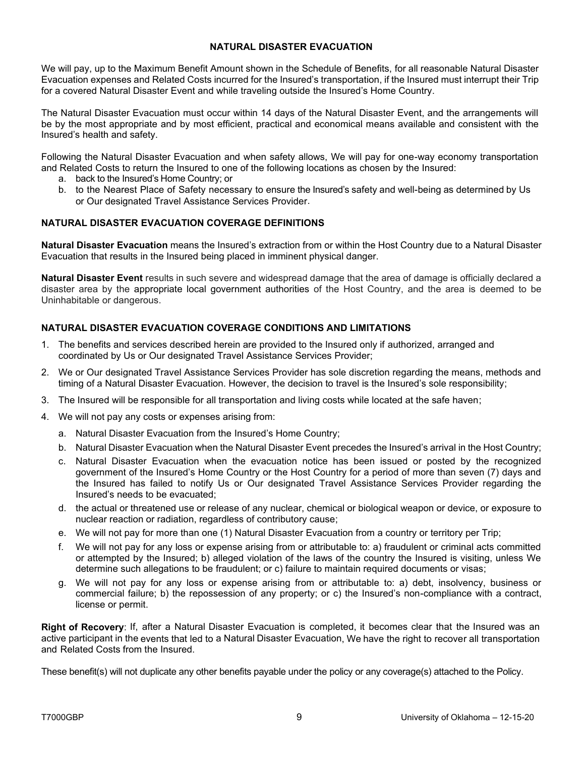## NATURAL DISASTER EVACUATION

We will pay, up to the Maximum Benefit Amount shown in the Schedule of Benefits, for all reasonable Natural Disaster Evacuation expenses and Related Costs incurred for the Insured's transportation, if the Insured must interrupt their Trip for a covered Natural Disaster Event and while traveling outside the Insured's Home Country.

The Natural Disaster Evacuation must occur within 14 days of the Natural Disaster Event, and the arrangements will be by the most appropriate and by most efficient, practical and economical means available and consistent with the Insured's health and safety.

Following the Natural Disaster Evacuation and when safety allows, We will pay for one-way economy transportation and Related Costs to return the Insured to one of the following locations as chosen by the Insured:

a. back to the Insured's Home Country; or
b. to the Nearest Place of Safety necessary to ensure the Insured's safety and well-being as determined by Us or Our designated Travel Assistance Services Provider.

## NATURAL DISASTER EVACUATION COVERAGE DEFINITIONS

**Natural Disaster Evacuation** means the Insured's extraction from or within the Host Country due to a Natural Disaster Evacuation that results in the Insured being placed in imminent physical danger.

**Natural Disaster Event** results in such severe and widespread damage that the area of damage is officially declared a disaster area by the appropriate local government authorities of the Host Country, and the area is deemed to be Uninhabitable or dangerous.

## NATURAL DISASTER EVACUATION COVERAGE CONDITIONS AND LIMITATIONS

1. The benefits and services described herein are provided to the Insured only if authorized, arranged and coordinated by Us or Our designated Travel Assistance Services Provider;
2. We or Our designated Travel Assistance Services Provider has sole discretion regarding the means, methods and timing of a Natural Disaster Evacuation. However, the decision to travel is the Insured's sole responsibility;
3. The Insured will be responsible for all transportation and living costs while located at the safe haven;
4. We will not pay any costs or expenses arising from:
   a. Natural Disaster Evacuation from the Insured's Home Country;
   b. Natural Disaster Evacuation when the Natural Disaster Event precedes the Insured's arrival in the Host Country;
   c. Natural Disaster Evacuation when the evacuation notice has been issued or posted by the recognized government of the Insured's Home Country or the Host Country for a period of more than seven (7) days and the Insured has failed to notify Us or Our designated Travel Assistance Services Provider regarding the Insured's needs to be evacuated;
   d. the actual or threatened use or release of any nuclear, chemical or biological weapon or device, or exposure to nuclear reaction or radiation, regardless of contributory cause;
   e. We will not pay for more than one (1) Natural Disaster Evacuation from a country or territory per Trip;
   f. We will not pay for any loss or expense arising from or attributable to: a) fraudulent or criminal acts committed or attempted by the Insured; b) alleged violation of the laws of the country the Insured is visiting, unless We determine such allegations to be fraudulent; or c) failure to maintain required documents or visas;
   g. We will not pay for any loss or expense arising from or attributable to: a) debt, insolvency, business or commercial failure; b) the repossession of any property; or c) the Insured's non-compliance with a contract, license or permit.

**Right of Recovery**: If, after a Natural Disaster Evacuation is completed, it becomes clear that the Insured was an active participant in the events that led to a Natural Disaster Evacuation, We have the right to recover all transportation and Related Costs from the Insured.

These benefit(s) will not duplicate any other benefits payable under the policy or any coverage(s) attached to the Policy.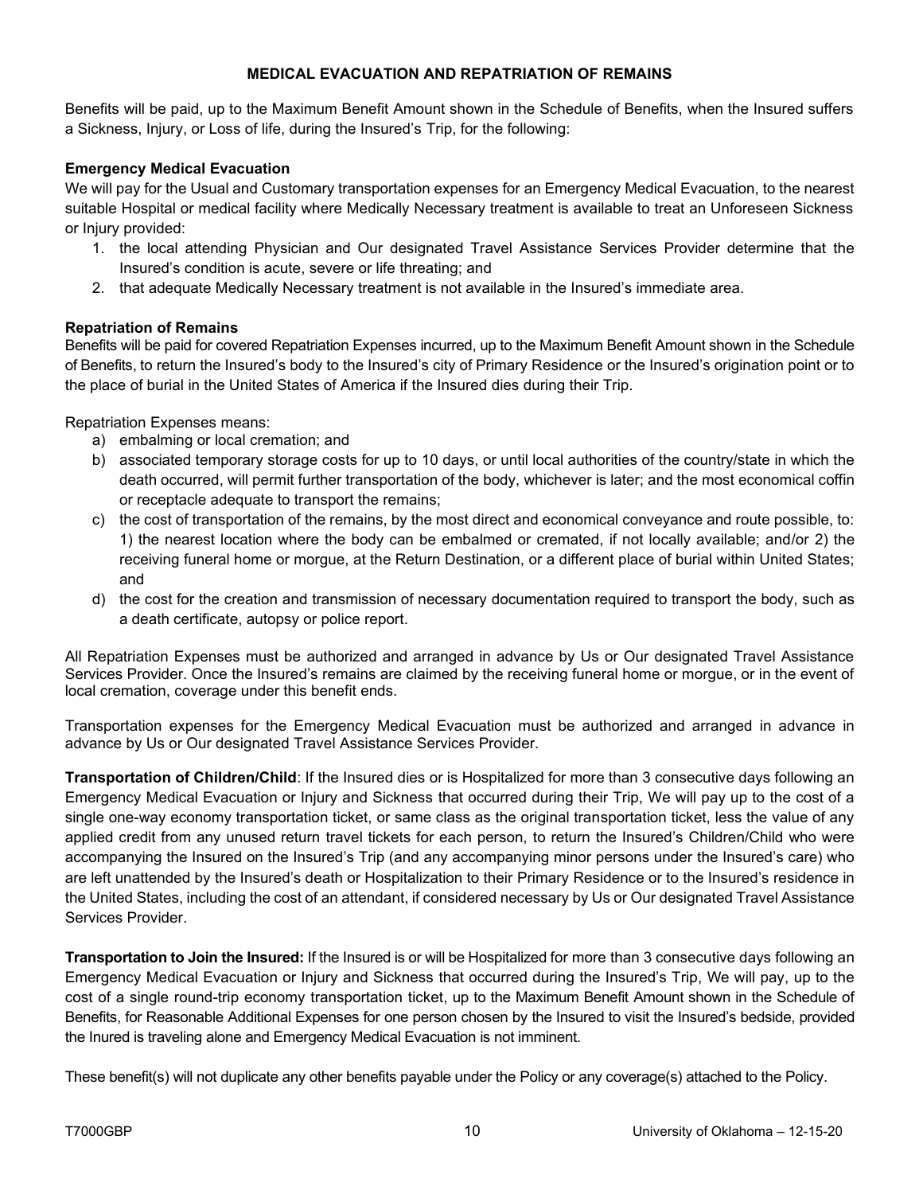## MEDICAL EVACUATION AND REPATRIATION OF REMAINS

Benefits will be paid, up to the Maximum Benefit Amount shown in the Schedule of Benefits, when the Insured suffers a Sickness, Injury, or Loss of life, during the Insured's Trip, for the following:

**Emergency Medical Evacuation**

We will pay for the Usual and Customary transportation expenses for an Emergency Medical Evacuation, to the nearest suitable Hospital or medical facility where Medically Necessary treatment is available to treat an Unforeseen Sickness or Injury provided:

1. the local attending Physician and Our designated Travel Assistance Services Provider determine that the Insured's condition is acute, severe or life threating; and
2. that adequate Medically Necessary treatment is not available in the Insured's immediate area.

**Repatriation of Remains**

Benefits will be paid for covered Repatriation Expenses incurred, up to the Maximum Benefit Amount shown in the Schedule of Benefits, to return the Insured's body to the Insured's city of Primary Residence or the Insured's origination point or to the place of burial in the United States of America if the Insured dies during their Trip.

Repatriation Expenses means:

a) embalming or local cremation; and
b) associated temporary storage costs for up to 10 days, or until local authorities of the country/state in which the death occurred, will permit further transportation of the body, whichever is later; and the most economical coffin or receptacle adequate to transport the remains;
c) the cost of transportation of the remains, by the most direct and economical conveyance and route possible, to: 1) the nearest location where the body can be embalmed or cremated, if not locally available; and/or 2) the receiving funeral home or morgue, at the Return Destination, or a different place of burial within United States; and
d) the cost for the creation and transmission of necessary documentation required to transport the body, such as a death certificate, autopsy or police report.

All Repatriation Expenses must be authorized and arranged in advance by Us or Our designated Travel Assistance Services Provider. Once the Insured's remains are claimed by the receiving funeral home or morgue, or in the event of local cremation, coverage under this benefit ends.

Transportation expenses for the Emergency Medical Evacuation must be authorized and arranged in advance in advance by Us or Our designated Travel Assistance Services Provider.

**Transportation of Children/Child**: If the Insured dies or is Hospitalized for more than 3 consecutive days following an Emergency Medical Evacuation or Injury and Sickness that occurred during their Trip, We will pay up to the cost of a single one-way economy transportation ticket, or same class as the original transportation ticket, less the value of any applied credit from any unused return travel tickets for each person, to return the Insured's Children/Child who were accompanying the Insured on the Insured's Trip (and any accompanying minor persons under the Insured's care) who are left unattended by the Insured's death or Hospitalization to their Primary Residence or to the Insured's residence in the United States, including the cost of an attendant, if considered necessary by Us or Our designated Travel Assistance Services Provider.

**Transportation to Join the Insured:** If the Insured is or will be Hospitalized for more than 3 consecutive days following an Emergency Medical Evacuation or Injury and Sickness that occurred during the Insured's Trip, We will pay, up to the cost of a single round-trip economy transportation ticket, up to the Maximum Benefit Amount shown in the Schedule of Benefits, for Reasonable Additional Expenses for one person chosen by the Insured to visit the Insured's bedside, provided the Inured is traveling alone and Emergency Medical Evacuation is not imminent.

These benefit(s) will not duplicate any other benefits payable under the Policy or any coverage(s) attached to the Policy.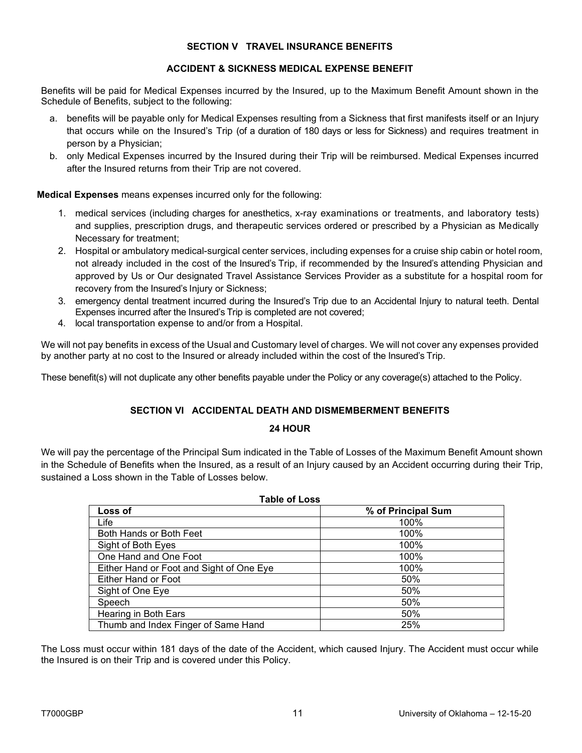## SECTION V TRAVEL INSURANCE BENEFITS

### ACCIDENT & SICKNESS MEDICAL EXPENSE BENEFIT

Benefits will be paid for Medical Expenses incurred by the Insured, up to the Maximum Benefit Amount shown in the Schedule of Benefits, subject to the following:

a. benefits will be payable only for Medical Expenses resulting from a Sickness that first manifests itself or an Injury that occurs while on the Insured's Trip (of a duration of 180 days or less for Sickness) and requires treatment in person by a Physician;
b. only Medical Expenses incurred by the Insured during their Trip will be reimbursed. Medical Expenses incurred after the Insured returns from their Trip are not covered.

**Medical Expenses** means expenses incurred only for the following:

1. medical services (including charges for anesthetics, x-ray examinations or treatments, and laboratory tests) and supplies, prescription drugs, and therapeutic services ordered or prescribed by a Physician as Medically Necessary for treatment;
2. Hospital or ambulatory medical-surgical center services, including expenses for a cruise ship cabin or hotel room, not already included in the cost of the Insured's Trip, if recommended by the Insured's attending Physician and approved by Us or Our designated Travel Assistance Services Provider as a substitute for a hospital room for recovery from the Insured's Injury or Sickness;
3. emergency dental treatment incurred during the Insured's Trip due to an Accidental Injury to natural teeth. Dental Expenses incurred after the Insured's Trip is completed are not covered;
4. local transportation expense to and/or from a Hospital.

We will not pay benefits in excess of the Usual and Customary level of charges. We will not cover any expenses provided by another party at no cost to the Insured or already included within the cost of the Insured's Trip.

These benefit(s) will not duplicate any other benefits payable under the Policy or any coverage(s) attached to the Policy.

## SECTION VI ACCIDENTAL DEATH AND DISMEMBERMENT BENEFITS

### 24 HOUR

We will pay the percentage of the Principal Sum indicated in the Table of Losses of the Maximum Benefit Amount shown in the Schedule of Benefits when the Insured, as a result of an Injury caused by an Accident occurring during their Trip, sustained a Loss shown in the Table of Losses below.

**Table of Loss**

| Loss of | % of Principal Sum |
|---|---|
| Life | 100% |
| Both Hands or Both Feet | 100% |
| Sight of Both Eyes | 100% |
| One Hand and One Foot | 100% |
| Either Hand or Foot and Sight of One Eye | 100% |
| Either Hand or Foot | 50% |
| Sight of One Eye | 50% |
| Speech | 50% |
| Hearing in Both Ears | 50% |
| Thumb and Index Finger of Same Hand | 25% |

The Loss must occur within 181 days of the date of the Accident, which caused Injury. The Accident must occur while the Insured is on their Trip and is covered under this Policy.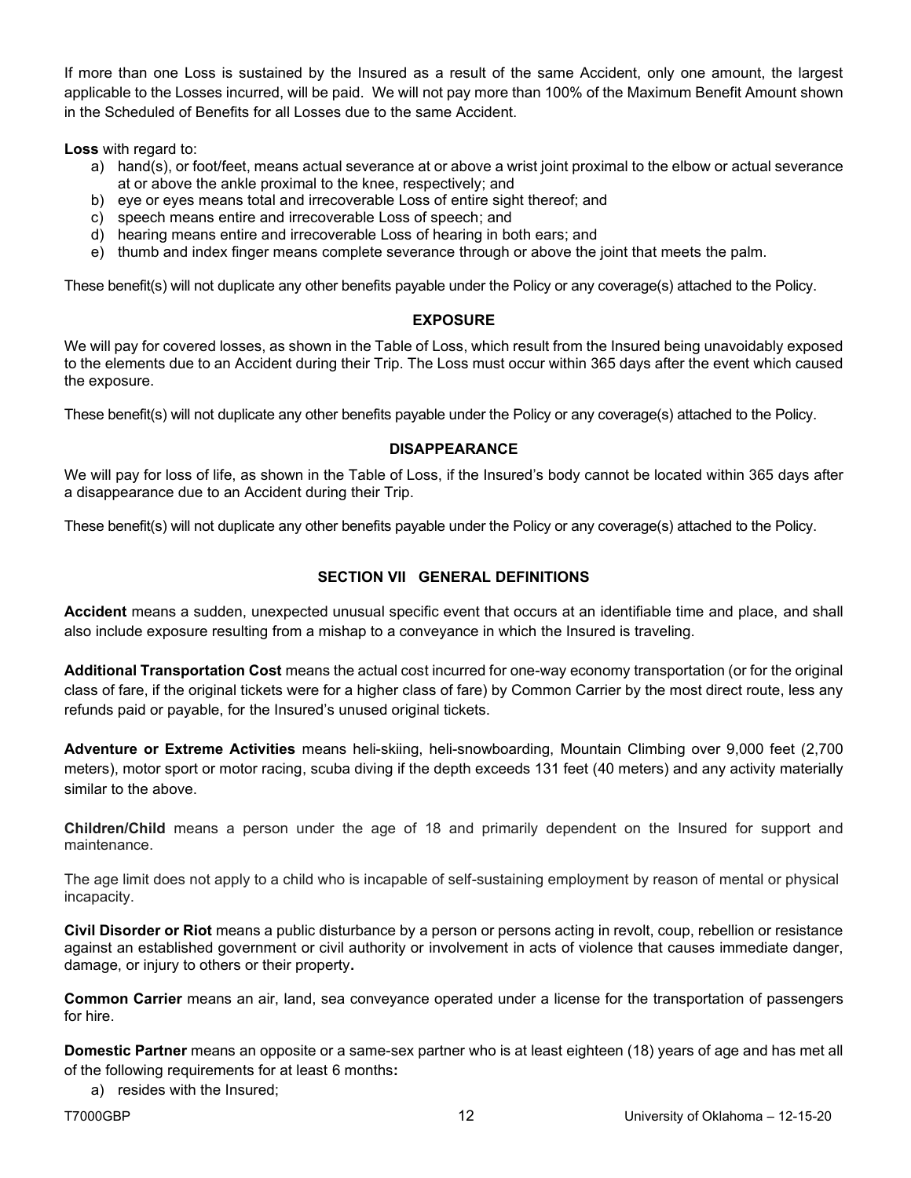If more than one Loss is sustained by the Insured as a result of the same Accident, only one amount, the largest applicable to the Losses incurred, will be paid. We will not pay more than 100% of the Maximum Benefit Amount shown in the Scheduled of Benefits for all Losses due to the same Accident.

**Loss** with regard to:

a) hand(s), or foot/feet, means actual severance at or above a wrist joint proximal to the elbow or actual severance at or above the ankle proximal to the knee, respectively; and
b) eye or eyes means total and irrecoverable Loss of entire sight thereof; and
c) speech means entire and irrecoverable Loss of speech; and
d) hearing means entire and irrecoverable Loss of hearing in both ears; and
e) thumb and index finger means complete severance through or above the joint that meets the palm.

These benefit(s) will not duplicate any other benefits payable under the Policy or any coverage(s) attached to the Policy.

### EXPOSURE

We will pay for covered losses, as shown in the Table of Loss, which result from the Insured being unavoidably exposed to the elements due to an Accident during their Trip. The Loss must occur within 365 days after the event which caused the exposure.

These benefit(s) will not duplicate any other benefits payable under the Policy or any coverage(s) attached to the Policy.

### DISAPPEARANCE

We will pay for loss of life, as shown in the Table of Loss, if the Insured's body cannot be located within 365 days after a disappearance due to an Accident during their Trip.

These benefit(s) will not duplicate any other benefits payable under the Policy or any coverage(s) attached to the Policy.

## SECTION VII GENERAL DEFINITIONS

**Accident** means a sudden, unexpected unusual specific event that occurs at an identifiable time and place, and shall also include exposure resulting from a mishap to a conveyance in which the Insured is traveling.

**Additional Transportation Cost** means the actual cost incurred for one-way economy transportation (or for the original class of fare, if the original tickets were for a higher class of fare) by Common Carrier by the most direct route, less any refunds paid or payable, for the Insured's unused original tickets.

**Adventure or Extreme Activities** means heli-skiing, heli-snowboarding, Mountain Climbing over 9,000 feet (2,700 meters), motor sport or motor racing, scuba diving if the depth exceeds 131 feet (40 meters) and any activity materially similar to the above.

**Children/Child** means a person under the age of 18 and primarily dependent on the Insured for support and maintenance.

The age limit does not apply to a child who is incapable of self-sustaining employment by reason of mental or physical incapacity.

**Civil Disorder or Riot** means a public disturbance by a person or persons acting in revolt, coup, rebellion or resistance against an established government or civil authority or involvement in acts of violence that causes immediate danger, damage, or injury to others or their property**.**

**Common Carrier** means an air, land, sea conveyance operated under a license for the transportation of passengers for hire.

**Domestic Partner** means an opposite or a same-sex partner who is at least eighteen (18) years of age and has met all of the following requirements for at least 6 months**:**

a) resides with the Insured;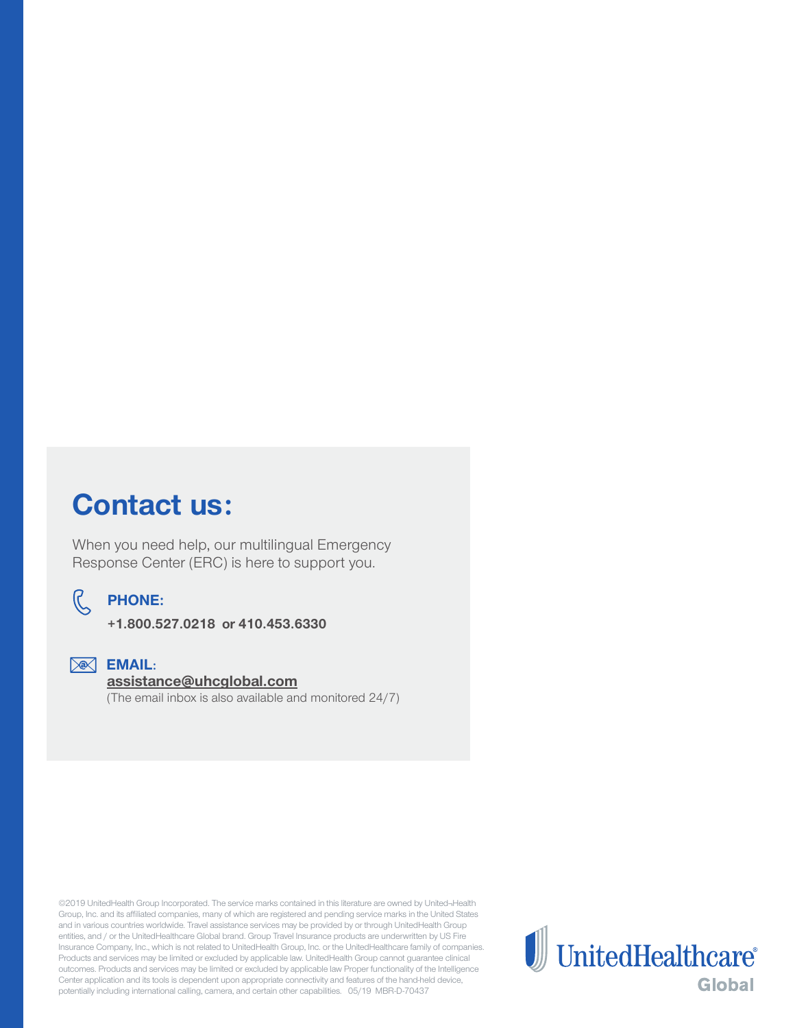## Contact us:

When you need help, our multilingual Emergency Response Center (ERC) is here to support you.

**PHONE:**

**+1.800.527.0218 or 410.453.6330**

**EMAIL:**

**assistance@uhcglobal.com**

(The email inbox is also available and monitored 24/7)

©2019 UnitedHealth Group Incorporated. The service marks contained in this literature are owned by United¬Health Group, Inc. and its affiliated companies, many of which are registered and pending service marks in the United States and in various countries worldwide. Travel assistance services may be provided by or through UnitedHealth Group entities, and / or the UnitedHealthcare Global brand. Group Travel Insurance products are underwritten by US Fire Insurance Company, Inc., which is not related to UnitedHealth Group, Inc. or the UnitedHealthcare family of companies. Products and services may be limited or excluded by applicable law. UnitedHealth Group cannot guarantee clinical outcomes. Products and services may be limited or excluded by applicable law Proper functionality of the Intelligence Center application and its tools is dependent upon appropriate connectivity and features of the hand-held device, potentially including international calling, camera, and certain other capabilities. 05/19 MBR-D-70437

UnitedHealthcare® Global